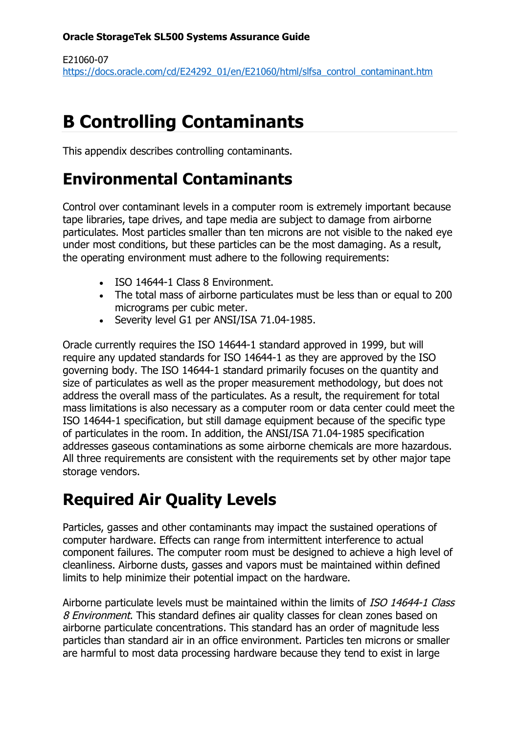**Oracle StorageTek SL500 Systems Assurance Guide**

E21060-07
https://docs.oracle.com/cd/E24292_01/en/E21060/html/slfsa_control_contaminant.htm

# B Controlling Contaminants

This appendix describes controlling contaminants.

## Environmental Contaminants

Control over contaminant levels in a computer room is extremely important because tape libraries, tape drives, and tape media are subject to damage from airborne particulates. Most particles smaller than ten microns are not visible to the naked eye under most conditions, but these particles can be the most damaging. As a result, the operating environment must adhere to the following requirements:

- ISO 14644-1 Class 8 Environment.
- The total mass of airborne particulates must be less than or equal to 200 micrograms per cubic meter.
- Severity level G1 per ANSI/ISA 71.04-1985.

Oracle currently requires the ISO 14644-1 standard approved in 1999, but will require any updated standards for ISO 14644-1 as they are approved by the ISO governing body. The ISO 14644-1 standard primarily focuses on the quantity and size of particulates as well as the proper measurement methodology, but does not address the overall mass of the particulates. As a result, the requirement for total mass limitations is also necessary as a computer room or data center could meet the ISO 14644-1 specification, but still damage equipment because of the specific type of particulates in the room. In addition, the ANSI/ISA 71.04-1985 specification addresses gaseous contaminations as some airborne chemicals are more hazardous. All three requirements are consistent with the requirements set by other major tape storage vendors.

## Required Air Quality Levels

Particles, gasses and other contaminants may impact the sustained operations of computer hardware. Effects can range from intermittent interference to actual component failures. The computer room must be designed to achieve a high level of cleanliness. Airborne dusts, gasses and vapors must be maintained within defined limits to help minimize their potential impact on the hardware.

Airborne particulate levels must be maintained within the limits of *ISO 14644-1 Class 8 Environment*. This standard defines air quality classes for clean zones based on airborne particulate concentrations. This standard has an order of magnitude less particles than standard air in an office environment. Particles ten microns or smaller are harmful to most data processing hardware because they tend to exist in large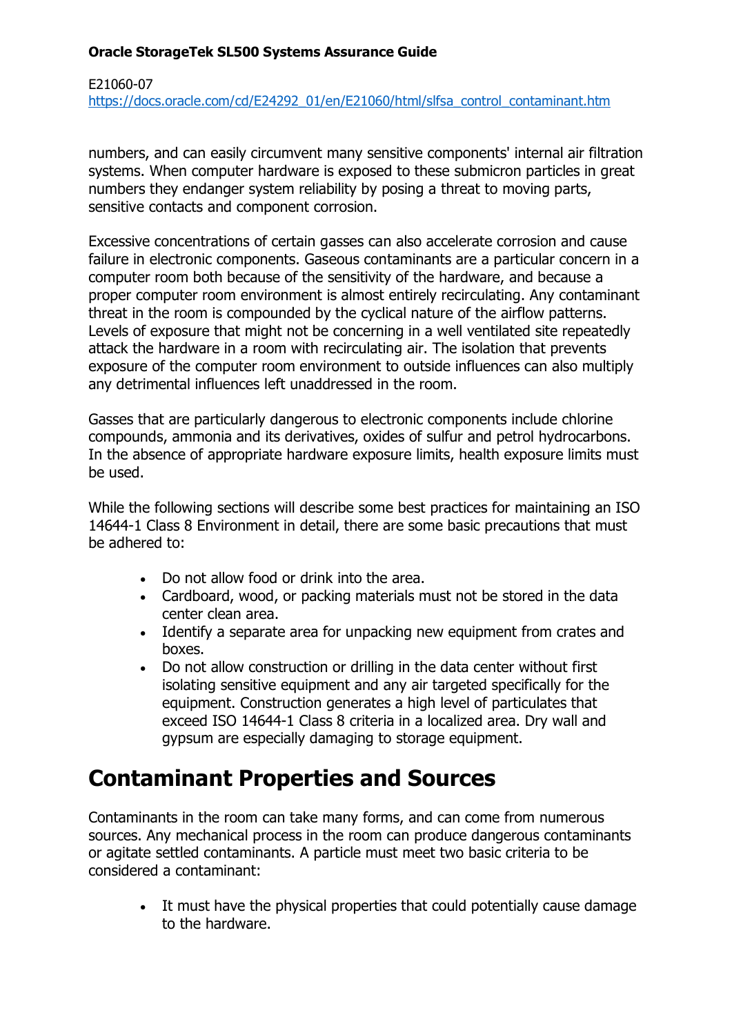numbers, and can easily circumvent many sensitive components' internal air filtration systems. When computer hardware is exposed to these submicron particles in great numbers they endanger system reliability by posing a threat to moving parts, sensitive contacts and component corrosion.

Excessive concentrations of certain gasses can also accelerate corrosion and cause failure in electronic components. Gaseous contaminants are a particular concern in a computer room both because of the sensitivity of the hardware, and because a proper computer room environment is almost entirely recirculating. Any contaminant threat in the room is compounded by the cyclical nature of the airflow patterns. Levels of exposure that might not be concerning in a well ventilated site repeatedly attack the hardware in a room with recirculating air. The isolation that prevents exposure of the computer room environment to outside influences can also multiply any detrimental influences left unaddressed in the room.

Gasses that are particularly dangerous to electronic components include chlorine compounds, ammonia and its derivatives, oxides of sulfur and petrol hydrocarbons. In the absence of appropriate hardware exposure limits, health exposure limits must be used.

While the following sections will describe some best practices for maintaining an ISO 14644-1 Class 8 Environment in detail, there are some basic precautions that must be adhered to:

- Do not allow food or drink into the area.
- Cardboard, wood, or packing materials must not be stored in the data center clean area.
- Identify a separate area for unpacking new equipment from crates and boxes.
- Do not allow construction or drilling in the data center without first isolating sensitive equipment and any air targeted specifically for the equipment. Construction generates a high level of particulates that exceed ISO 14644-1 Class 8 criteria in a localized area. Dry wall and gypsum are especially damaging to storage equipment.

# Contaminant Properties and Sources

Contaminants in the room can take many forms, and can come from numerous sources. Any mechanical process in the room can produce dangerous contaminants or agitate settled contaminants. A particle must meet two basic criteria to be considered a contaminant:

- It must have the physical properties that could potentially cause damage to the hardware.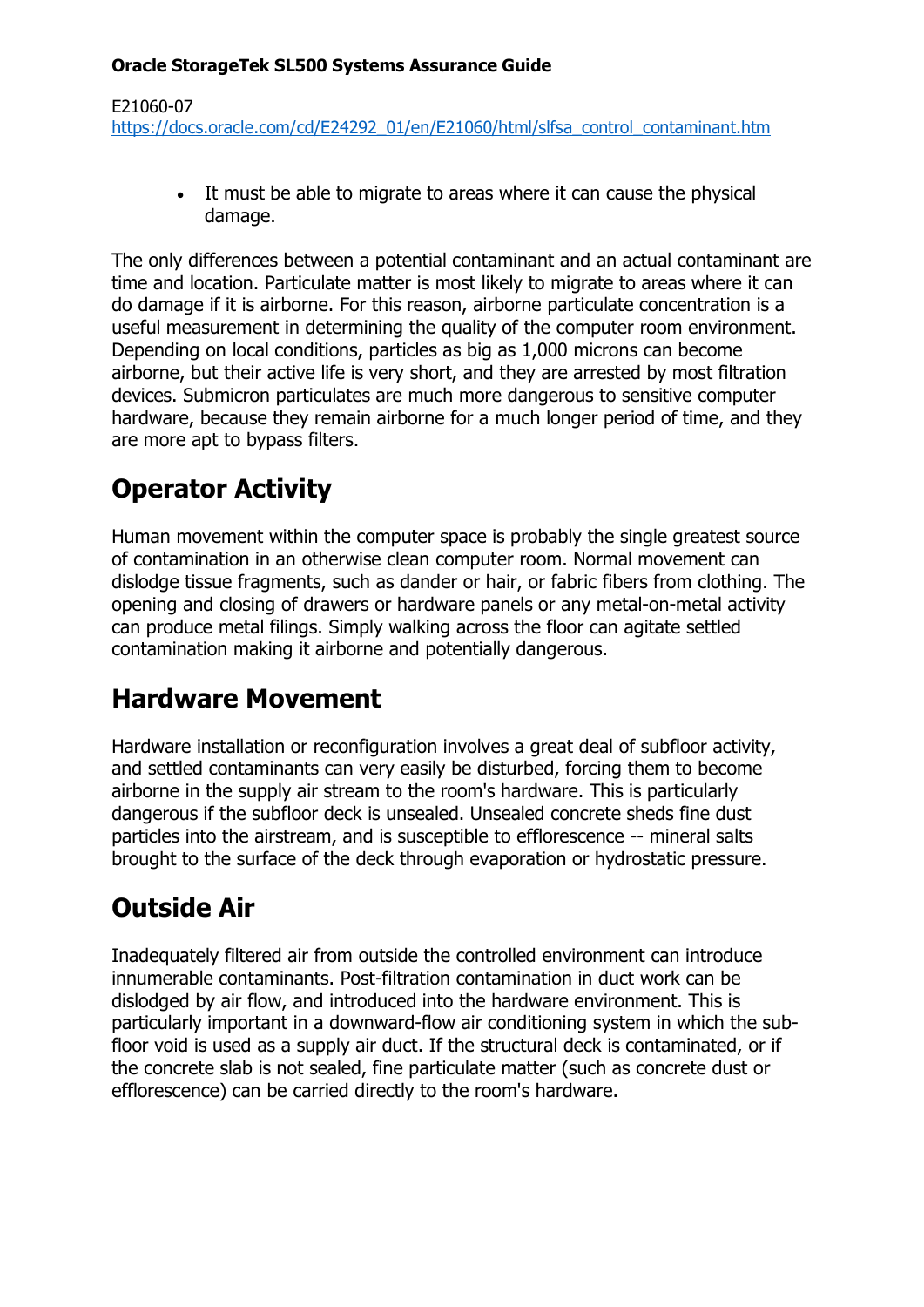- It must be able to migrate to areas where it can cause the physical damage.

The only differences between a potential contaminant and an actual contaminant are time and location. Particulate matter is most likely to migrate to areas where it can do damage if it is airborne. For this reason, airborne particulate concentration is a useful measurement in determining the quality of the computer room environment. Depending on local conditions, particles as big as 1,000 microns can become airborne, but their active life is very short, and they are arrested by most filtration devices. Submicron particulates are much more dangerous to sensitive computer hardware, because they remain airborne for a much longer period of time, and they are more apt to bypass filters.

## Operator Activity

Human movement within the computer space is probably the single greatest source of contamination in an otherwise clean computer room. Normal movement can dislodge tissue fragments, such as dander or hair, or fabric fibers from clothing. The opening and closing of drawers or hardware panels or any metal-on-metal activity can produce metal filings. Simply walking across the floor can agitate settled contamination making it airborne and potentially dangerous.

## Hardware Movement

Hardware installation or reconfiguration involves a great deal of subfloor activity, and settled contaminants can very easily be disturbed, forcing them to become airborne in the supply air stream to the room's hardware. This is particularly dangerous if the subfloor deck is unsealed. Unsealed concrete sheds fine dust particles into the airstream, and is susceptible to efflorescence -- mineral salts brought to the surface of the deck through evaporation or hydrostatic pressure.

## Outside Air

Inadequately filtered air from outside the controlled environment can introduce innumerable contaminants. Post-filtration contamination in duct work can be dislodged by air flow, and introduced into the hardware environment. This is particularly important in a downward-flow air conditioning system in which the sub-floor void is used as a supply air duct. If the structural deck is contaminated, or if the concrete slab is not sealed, fine particulate matter (such as concrete dust or efflorescence) can be carried directly to the room's hardware.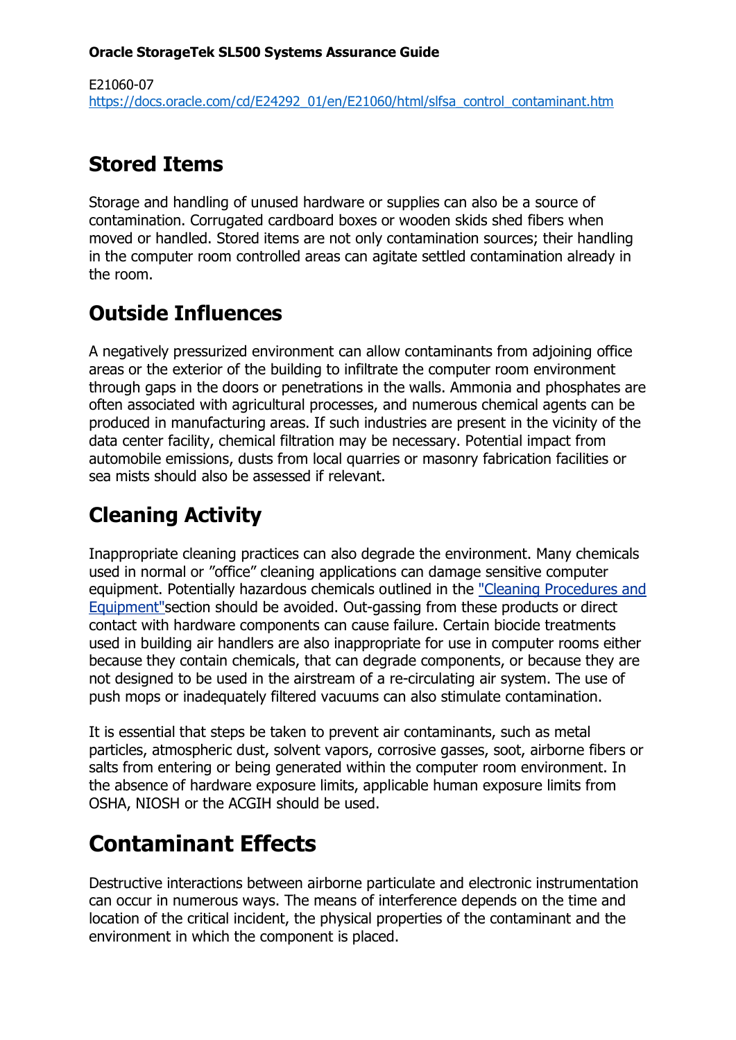## Stored Items

Storage and handling of unused hardware or supplies can also be a source of contamination. Corrugated cardboard boxes or wooden skids shed fibers when moved or handled. Stored items are not only contamination sources; their handling in the computer room controlled areas can agitate settled contamination already in the room.

## Outside Influences

A negatively pressurized environment can allow contaminants from adjoining office areas or the exterior of the building to infiltrate the computer room environment through gaps in the doors or penetrations in the walls. Ammonia and phosphates are often associated with agricultural processes, and numerous chemical agents can be produced in manufacturing areas. If such industries are present in the vicinity of the data center facility, chemical filtration may be necessary. Potential impact from automobile emissions, dusts from local quarries or masonry fabrication facilities or sea mists should also be assessed if relevant.

## Cleaning Activity

Inappropriate cleaning practices can also degrade the environment. Many chemicals used in normal or ”office” cleaning applications can damage sensitive computer equipment. Potentially hazardous chemicals outlined in the "Cleaning Procedures and Equipment"section should be avoided. Out-gassing from these products or direct contact with hardware components can cause failure. Certain biocide treatments used in building air handlers are also inappropriate for use in computer rooms either because they contain chemicals, that can degrade components, or because they are not designed to be used in the airstream of a re-circulating air system. The use of push mops or inadequately filtered vacuums can also stimulate contamination.

It is essential that steps be taken to prevent air contaminants, such as metal particles, atmospheric dust, solvent vapors, corrosive gasses, soot, airborne fibers or salts from entering or being generated within the computer room environment. In the absence of hardware exposure limits, applicable human exposure limits from OSHA, NIOSH or the ACGIH should be used.

# Contaminant Effects

Destructive interactions between airborne particulate and electronic instrumentation can occur in numerous ways. The means of interference depends on the time and location of the critical incident, the physical properties of the contaminant and the environment in which the component is placed.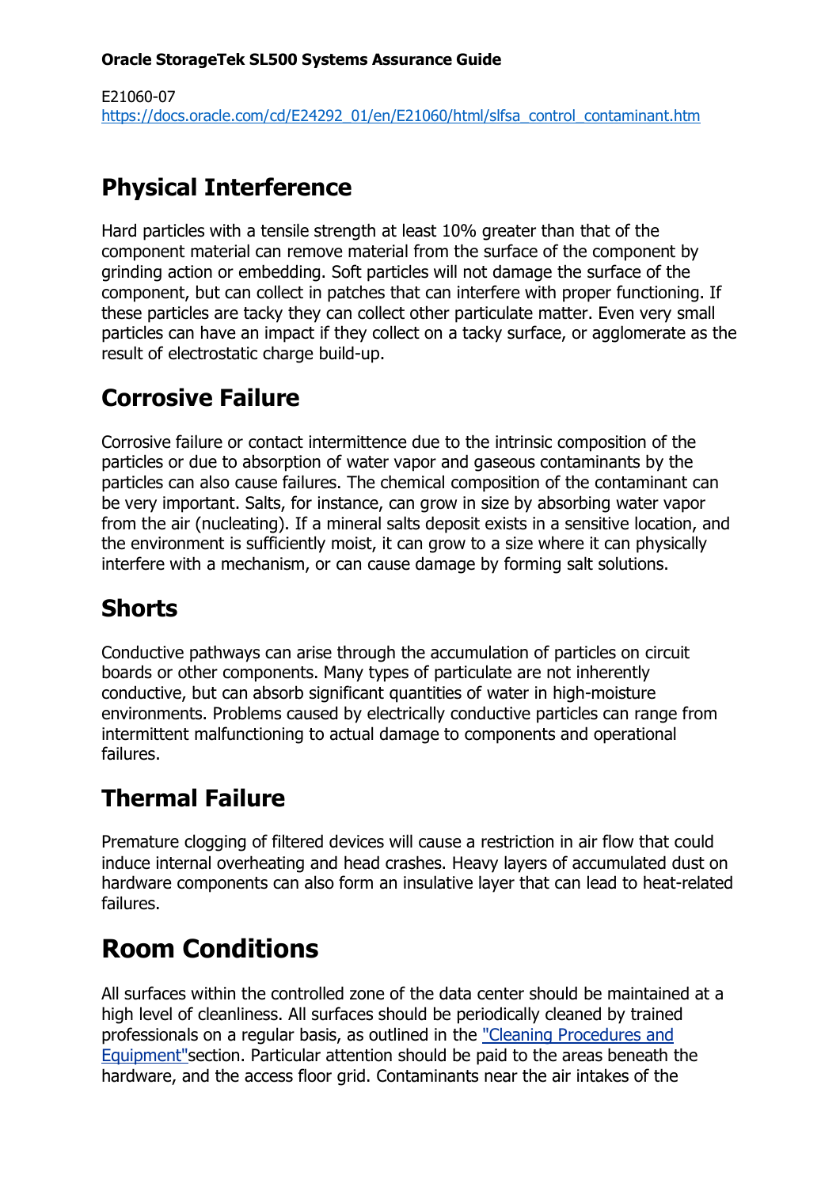## Physical Interference

Hard particles with a tensile strength at least 10% greater than that of the component material can remove material from the surface of the component by grinding action or embedding. Soft particles will not damage the surface of the component, but can collect in patches that can interfere with proper functioning. If these particles are tacky they can collect other particulate matter. Even very small particles can have an impact if they collect on a tacky surface, or agglomerate as the result of electrostatic charge build-up.

## Corrosive Failure

Corrosive failure or contact intermittence due to the intrinsic composition of the particles or due to absorption of water vapor and gaseous contaminants by the particles can also cause failures. The chemical composition of the contaminant can be very important. Salts, for instance, can grow in size by absorbing water vapor from the air (nucleating). If a mineral salts deposit exists in a sensitive location, and the environment is sufficiently moist, it can grow to a size where it can physically interfere with a mechanism, or can cause damage by forming salt solutions.

## Shorts

Conductive pathways can arise through the accumulation of particles on circuit boards or other components. Many types of particulate are not inherently conductive, but can absorb significant quantities of water in high-moisture environments. Problems caused by electrically conductive particles can range from intermittent malfunctioning to actual damage to components and operational failures.

## Thermal Failure

Premature clogging of filtered devices will cause a restriction in air flow that could induce internal overheating and head crashes. Heavy layers of accumulated dust on hardware components can also form an insulative layer that can lead to heat-related failures.

# Room Conditions

All surfaces within the controlled zone of the data center should be maintained at a high level of cleanliness. All surfaces should be periodically cleaned by trained professionals on a regular basis, as outlined in the "Cleaning Procedures and Equipment"section. Particular attention should be paid to the areas beneath the hardware, and the access floor grid. Contaminants near the air intakes of the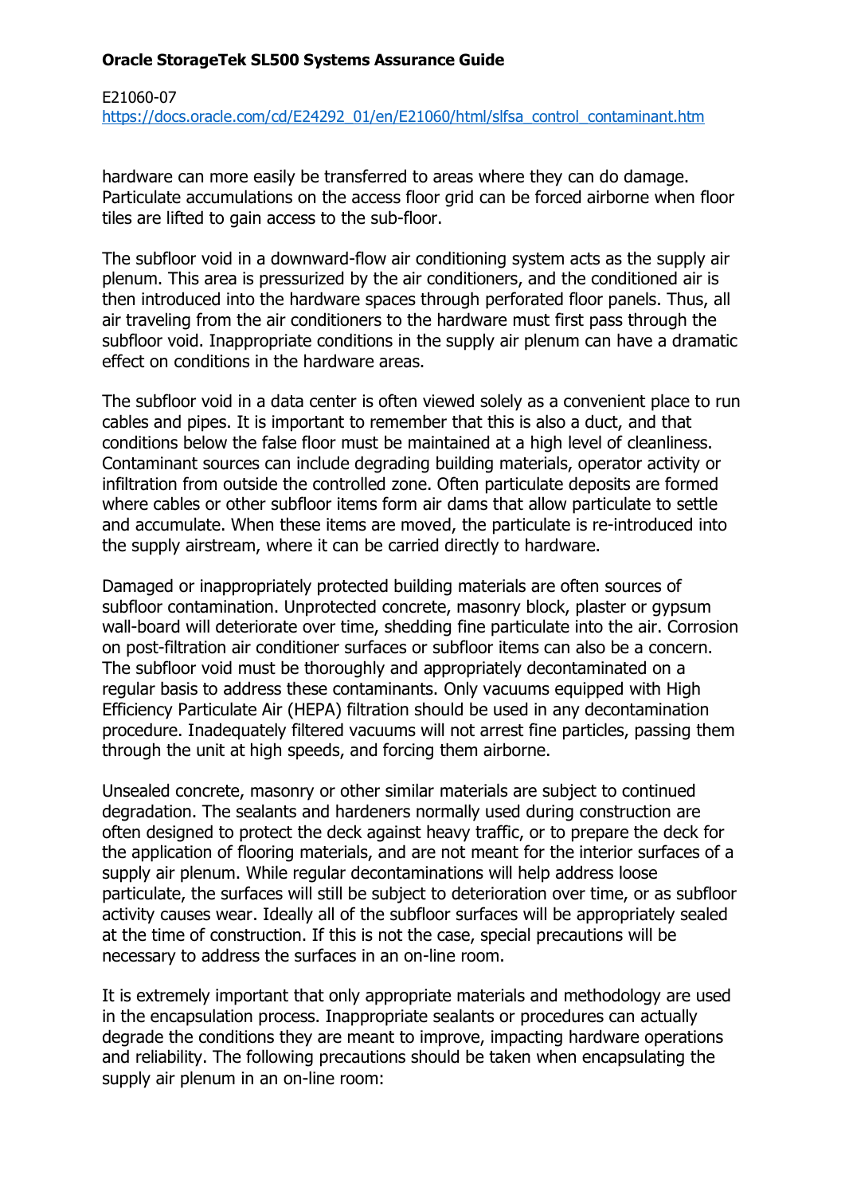hardware can more easily be transferred to areas where they can do damage. Particulate accumulations on the access floor grid can be forced airborne when floor tiles are lifted to gain access to the sub-floor.

The subfloor void in a downward-flow air conditioning system acts as the supply air plenum. This area is pressurized by the air conditioners, and the conditioned air is then introduced into the hardware spaces through perforated floor panels. Thus, all air traveling from the air conditioners to the hardware must first pass through the subfloor void. Inappropriate conditions in the supply air plenum can have a dramatic effect on conditions in the hardware areas.

The subfloor void in a data center is often viewed solely as a convenient place to run cables and pipes. It is important to remember that this is also a duct, and that conditions below the false floor must be maintained at a high level of cleanliness. Contaminant sources can include degrading building materials, operator activity or infiltration from outside the controlled zone. Often particulate deposits are formed where cables or other subfloor items form air dams that allow particulate to settle and accumulate. When these items are moved, the particulate is re-introduced into the supply airstream, where it can be carried directly to hardware.

Damaged or inappropriately protected building materials are often sources of subfloor contamination. Unprotected concrete, masonry block, plaster or gypsum wall-board will deteriorate over time, shedding fine particulate into the air. Corrosion on post-filtration air conditioner surfaces or subfloor items can also be a concern. The subfloor void must be thoroughly and appropriately decontaminated on a regular basis to address these contaminants. Only vacuums equipped with High Efficiency Particulate Air (HEPA) filtration should be used in any decontamination procedure. Inadequately filtered vacuums will not arrest fine particles, passing them through the unit at high speeds, and forcing them airborne.

Unsealed concrete, masonry or other similar materials are subject to continued degradation. The sealants and hardeners normally used during construction are often designed to protect the deck against heavy traffic, or to prepare the deck for the application of flooring materials, and are not meant for the interior surfaces of a supply air plenum. While regular decontaminations will help address loose particulate, the surfaces will still be subject to deterioration over time, or as subfloor activity causes wear. Ideally all of the subfloor surfaces will be appropriately sealed at the time of construction. If this is not the case, special precautions will be necessary to address the surfaces in an on-line room.

It is extremely important that only appropriate materials and methodology are used in the encapsulation process. Inappropriate sealants or procedures can actually degrade the conditions they are meant to improve, impacting hardware operations and reliability. The following precautions should be taken when encapsulating the supply air plenum in an on-line room: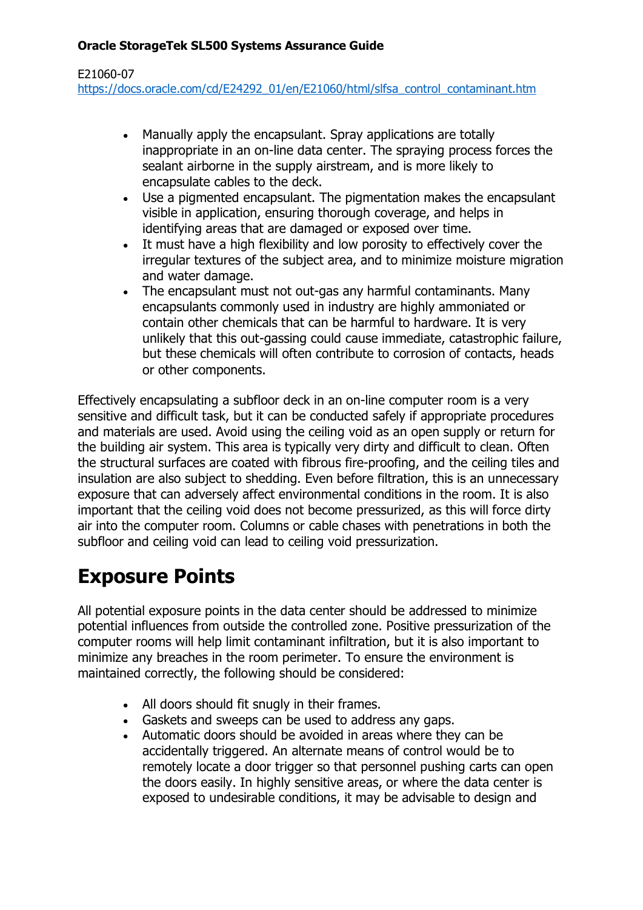- Manually apply the encapsulant. Spray applications are totally inappropriate in an on-line data center. The spraying process forces the sealant airborne in the supply airstream, and is more likely to encapsulate cables to the deck.
- Use a pigmented encapsulant. The pigmentation makes the encapsulant visible in application, ensuring thorough coverage, and helps in identifying areas that are damaged or exposed over time.
- It must have a high flexibility and low porosity to effectively cover the irregular textures of the subject area, and to minimize moisture migration and water damage.
- The encapsulant must not out-gas any harmful contaminants. Many encapsulants commonly used in industry are highly ammoniated or contain other chemicals that can be harmful to hardware. It is very unlikely that this out-gassing could cause immediate, catastrophic failure, but these chemicals will often contribute to corrosion of contacts, heads or other components.

Effectively encapsulating a subfloor deck in an on-line computer room is a very sensitive and difficult task, but it can be conducted safely if appropriate procedures and materials are used. Avoid using the ceiling void as an open supply or return for the building air system. This area is typically very dirty and difficult to clean. Often the structural surfaces are coated with fibrous fire-proofing, and the ceiling tiles and insulation are also subject to shedding. Even before filtration, this is an unnecessary exposure that can adversely affect environmental conditions in the room. It is also important that the ceiling void does not become pressurized, as this will force dirty air into the computer room. Columns or cable chases with penetrations in both the subfloor and ceiling void can lead to ceiling void pressurization.

# Exposure Points

All potential exposure points in the data center should be addressed to minimize potential influences from outside the controlled zone. Positive pressurization of the computer rooms will help limit contaminant infiltration, but it is also important to minimize any breaches in the room perimeter. To ensure the environment is maintained correctly, the following should be considered:

- All doors should fit snugly in their frames.
- Gaskets and sweeps can be used to address any gaps.
- Automatic doors should be avoided in areas where they can be accidentally triggered. An alternate means of control would be to remotely locate a door trigger so that personnel pushing carts can open the doors easily. In highly sensitive areas, or where the data center is exposed to undesirable conditions, it may be advisable to design and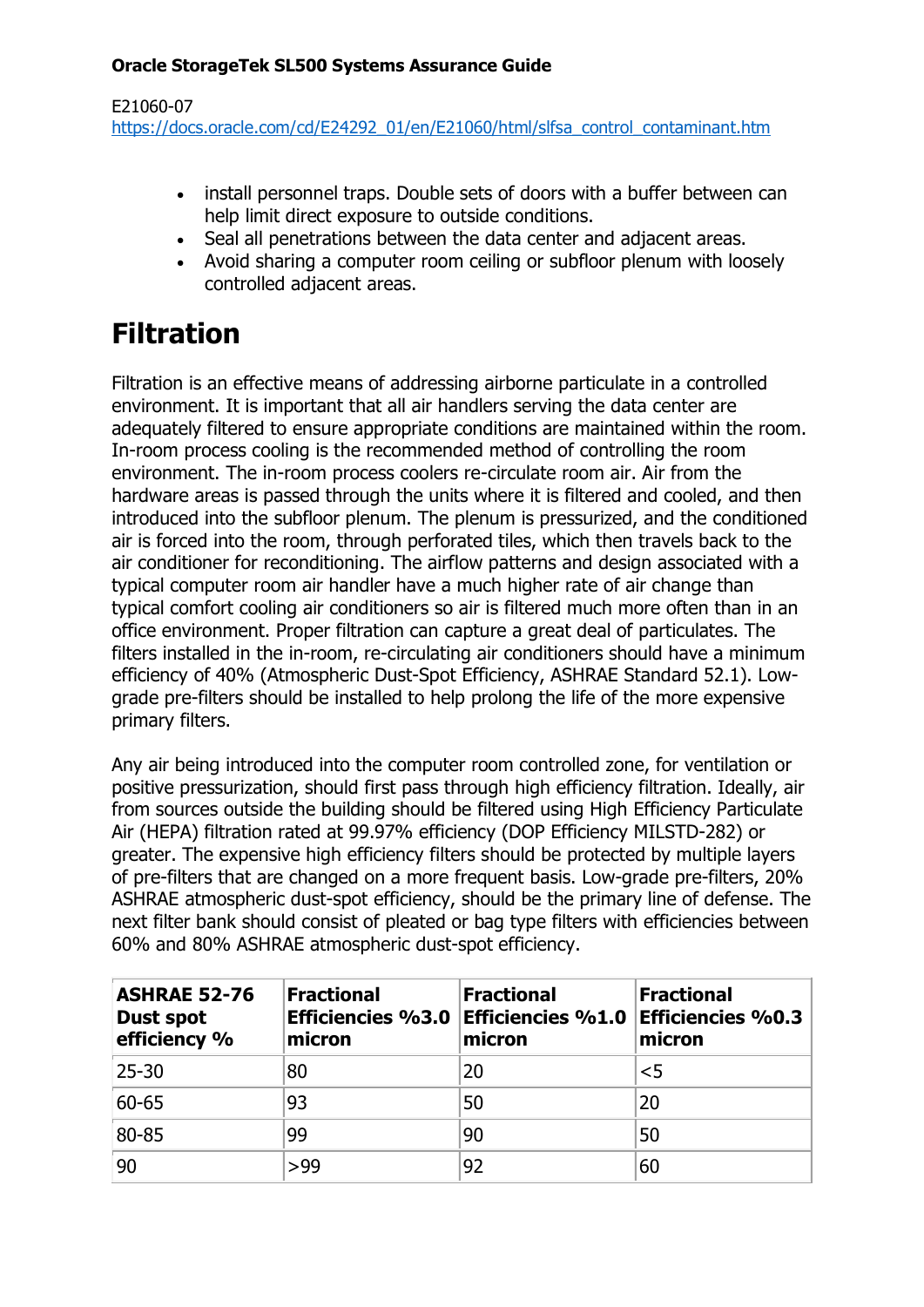- install personnel traps. Double sets of doors with a buffer between can help limit direct exposure to outside conditions.
- Seal all penetrations between the data center and adjacent areas.
- Avoid sharing a computer room ceiling or subfloor plenum with loosely controlled adjacent areas.

# Filtration

Filtration is an effective means of addressing airborne particulate in a controlled environment. It is important that all air handlers serving the data center are adequately filtered to ensure appropriate conditions are maintained within the room. In-room process cooling is the recommended method of controlling the room environment. The in-room process coolers re-circulate room air. Air from the hardware areas is passed through the units where it is filtered and cooled, and then introduced into the subfloor plenum. The plenum is pressurized, and the conditioned air is forced into the room, through perforated tiles, which then travels back to the air conditioner for reconditioning. The airflow patterns and design associated with a typical computer room air handler have a much higher rate of air change than typical comfort cooling air conditioners so air is filtered much more often than in an office environment. Proper filtration can capture a great deal of particulates. The filters installed in the in-room, re-circulating air conditioners should have a minimum efficiency of 40% (Atmospheric Dust-Spot Efficiency, ASHRAE Standard 52.1). Low-grade pre-filters should be installed to help prolong the life of the more expensive primary filters.

Any air being introduced into the computer room controlled zone, for ventilation or positive pressurization, should first pass through high efficiency filtration. Ideally, air from sources outside the building should be filtered using High Efficiency Particulate Air (HEPA) filtration rated at 99.97% efficiency (DOP Efficiency MILSTD-282) or greater. The expensive high efficiency filters should be protected by multiple layers of pre-filters that are changed on a more frequent basis. Low-grade pre-filters, 20% ASHRAE atmospheric dust-spot efficiency, should be the primary line of defense. The next filter bank should consist of pleated or bag type filters with efficiencies between 60% and 80% ASHRAE atmospheric dust-spot efficiency.

| ASHRAE 52-76 Dust spot efficiency % | Fractional Efficiencies %3.0 micron | Fractional Efficiencies %1.0 micron | Fractional Efficiencies %0.3 micron |
|---|---|---|---|
| 25-30 | 80 | 20 | <5 |
| 60-65 | 93 | 50 | 20 |
| 80-85 | 99 | 90 | 50 |
| 90 | >99 | 92 | 60 |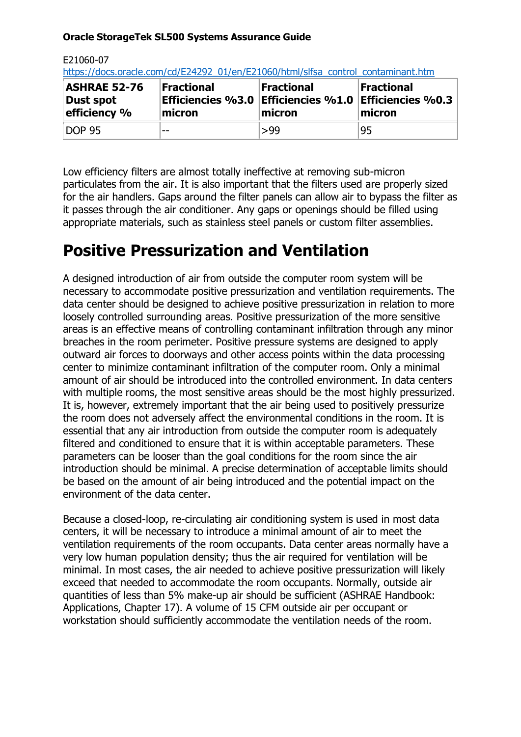| ASHRAE 52-76 Dust spot efficiency % | Fractional Efficiencies %3.0 micron | Fractional Efficiencies %1.0 micron | Fractional Efficiencies %0.3 micron |
|---|---|---|---|
| DOP 95 | -- | >99 | 95 |

Low efficiency filters are almost totally ineffective at removing sub-micron particulates from the air. It is also important that the filters used are properly sized for the air handlers. Gaps around the filter panels can allow air to bypass the filter as it passes through the air conditioner. Any gaps or openings should be filled using appropriate materials, such as stainless steel panels or custom filter assemblies.

# Positive Pressurization and Ventilation

A designed introduction of air from outside the computer room system will be necessary to accommodate positive pressurization and ventilation requirements. The data center should be designed to achieve positive pressurization in relation to more loosely controlled surrounding areas. Positive pressurization of the more sensitive areas is an effective means of controlling contaminant infiltration through any minor breaches in the room perimeter. Positive pressure systems are designed to apply outward air forces to doorways and other access points within the data processing center to minimize contaminant infiltration of the computer room. Only a minimal amount of air should be introduced into the controlled environment. In data centers with multiple rooms, the most sensitive areas should be the most highly pressurized. It is, however, extremely important that the air being used to positively pressurize the room does not adversely affect the environmental conditions in the room. It is essential that any air introduction from outside the computer room is adequately filtered and conditioned to ensure that it is within acceptable parameters. These parameters can be looser than the goal conditions for the room since the air introduction should be minimal. A precise determination of acceptable limits should be based on the amount of air being introduced and the potential impact on the environment of the data center.

Because a closed-loop, re-circulating air conditioning system is used in most data centers, it will be necessary to introduce a minimal amount of air to meet the ventilation requirements of the room occupants. Data center areas normally have a very low human population density; thus the air required for ventilation will be minimal. In most cases, the air needed to achieve positive pressurization will likely exceed that needed to accommodate the room occupants. Normally, outside air quantities of less than 5% make-up air should be sufficient (ASHRAE Handbook: Applications, Chapter 17). A volume of 15 CFM outside air per occupant or workstation should sufficiently accommodate the ventilation needs of the room.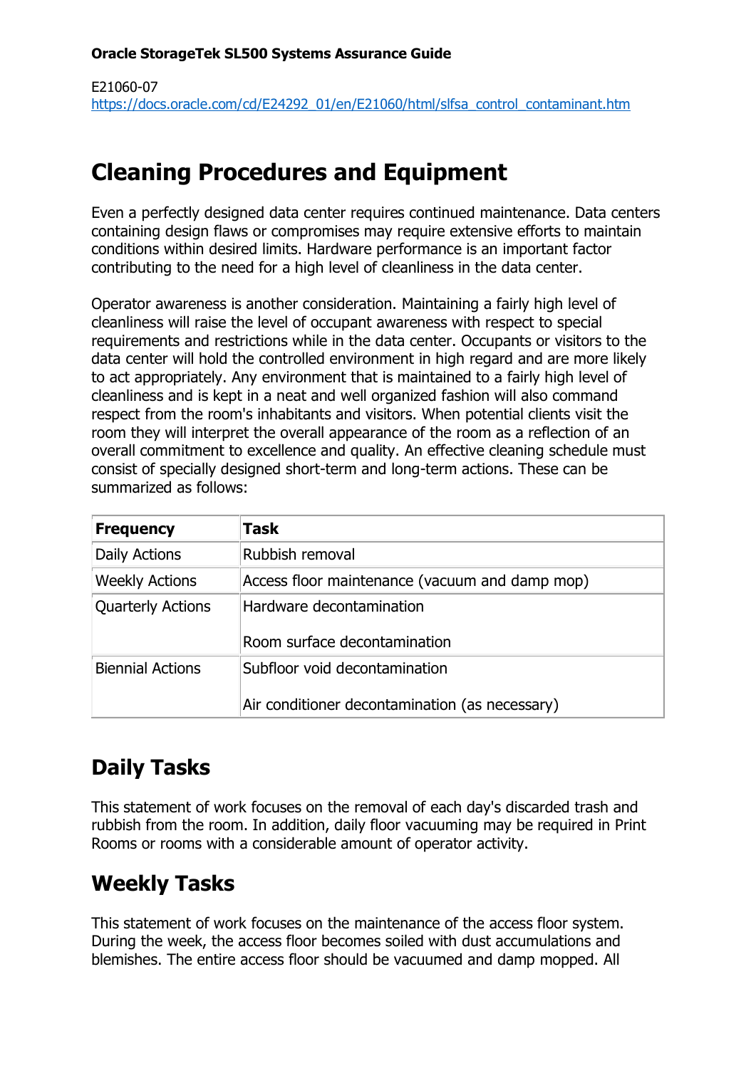**Oracle StorageTek SL500 Systems Assurance Guide**

E21060-07
https://docs.oracle.com/cd/E24292_01/en/E21060/html/slfsa_control_contaminant.htm

# Cleaning Procedures and Equipment

Even a perfectly designed data center requires continued maintenance. Data centers containing design flaws or compromises may require extensive efforts to maintain conditions within desired limits. Hardware performance is an important factor contributing to the need for a high level of cleanliness in the data center.

Operator awareness is another consideration. Maintaining a fairly high level of cleanliness will raise the level of occupant awareness with respect to special requirements and restrictions while in the data center. Occupants or visitors to the data center will hold the controlled environment in high regard and are more likely to act appropriately. Any environment that is maintained to a fairly high level of cleanliness and is kept in a neat and well organized fashion will also command respect from the room's inhabitants and visitors. When potential clients visit the room they will interpret the overall appearance of the room as a reflection of an overall commitment to excellence and quality. An effective cleaning schedule must consist of specially designed short-term and long-term actions. These can be summarized as follows:

| Frequency | Task |
|---|---|
| Daily Actions | Rubbish removal |
| Weekly Actions | Access floor maintenance (vacuum and damp mop) |
| Quarterly Actions | Hardware decontamination<br><br>Room surface decontamination |
| Biennial Actions | Subfloor void decontamination<br><br>Air conditioner decontamination (as necessary) |

## Daily Tasks

This statement of work focuses on the removal of each day's discarded trash and rubbish from the room. In addition, daily floor vacuuming may be required in Print Rooms or rooms with a considerable amount of operator activity.

## Weekly Tasks

This statement of work focuses on the maintenance of the access floor system. During the week, the access floor becomes soiled with dust accumulations and blemishes. The entire access floor should be vacuumed and damp mopped. All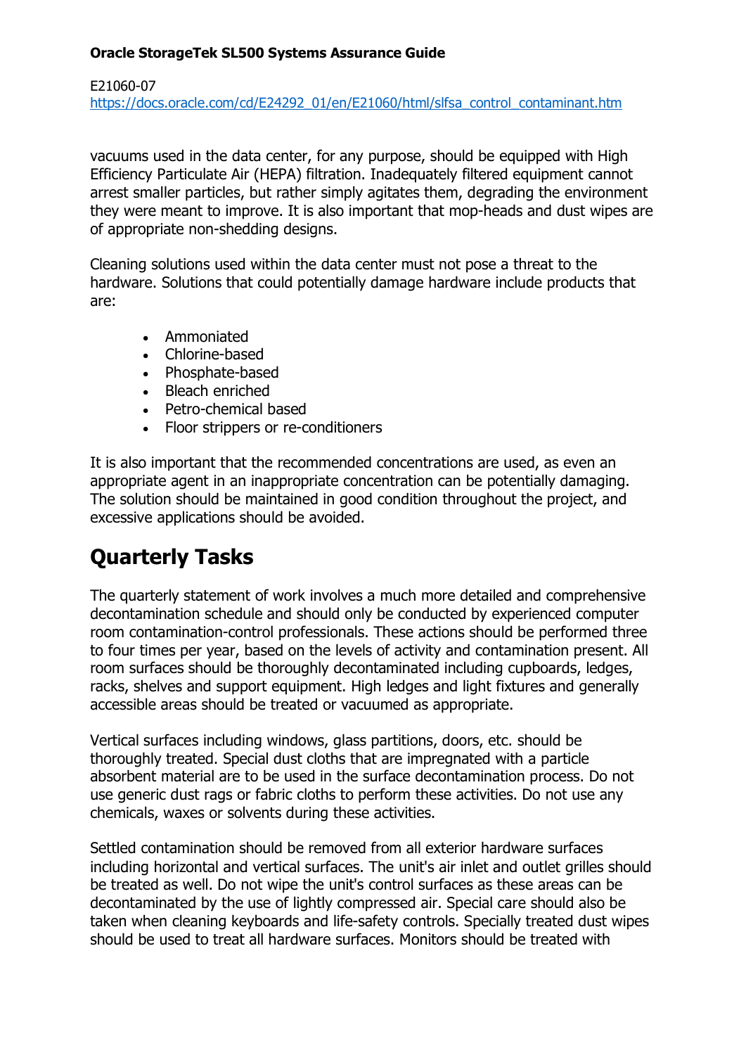vacuums used in the data center, for any purpose, should be equipped with High Efficiency Particulate Air (HEPA) filtration. Inadequately filtered equipment cannot arrest smaller particles, but rather simply agitates them, degrading the environment they were meant to improve. It is also important that mop-heads and dust wipes are of appropriate non-shedding designs.

Cleaning solutions used within the data center must not pose a threat to the hardware. Solutions that could potentially damage hardware include products that are:

- Ammoniated
- Chlorine-based
- Phosphate-based
- Bleach enriched
- Petro-chemical based
- Floor strippers or re-conditioners

It is also important that the recommended concentrations are used, as even an appropriate agent in an inappropriate concentration can be potentially damaging. The solution should be maintained in good condition throughout the project, and excessive applications should be avoided.

# Quarterly Tasks

The quarterly statement of work involves a much more detailed and comprehensive decontamination schedule and should only be conducted by experienced computer room contamination-control professionals. These actions should be performed three to four times per year, based on the levels of activity and contamination present. All room surfaces should be thoroughly decontaminated including cupboards, ledges, racks, shelves and support equipment. High ledges and light fixtures and generally accessible areas should be treated or vacuumed as appropriate.

Vertical surfaces including windows, glass partitions, doors, etc. should be thoroughly treated. Special dust cloths that are impregnated with a particle absorbent material are to be used in the surface decontamination process. Do not use generic dust rags or fabric cloths to perform these activities. Do not use any chemicals, waxes or solvents during these activities.

Settled contamination should be removed from all exterior hardware surfaces including horizontal and vertical surfaces. The unit's air inlet and outlet grilles should be treated as well. Do not wipe the unit's control surfaces as these areas can be decontaminated by the use of lightly compressed air. Special care should also be taken when cleaning keyboards and life-safety controls. Specially treated dust wipes should be used to treat all hardware surfaces. Monitors should be treated with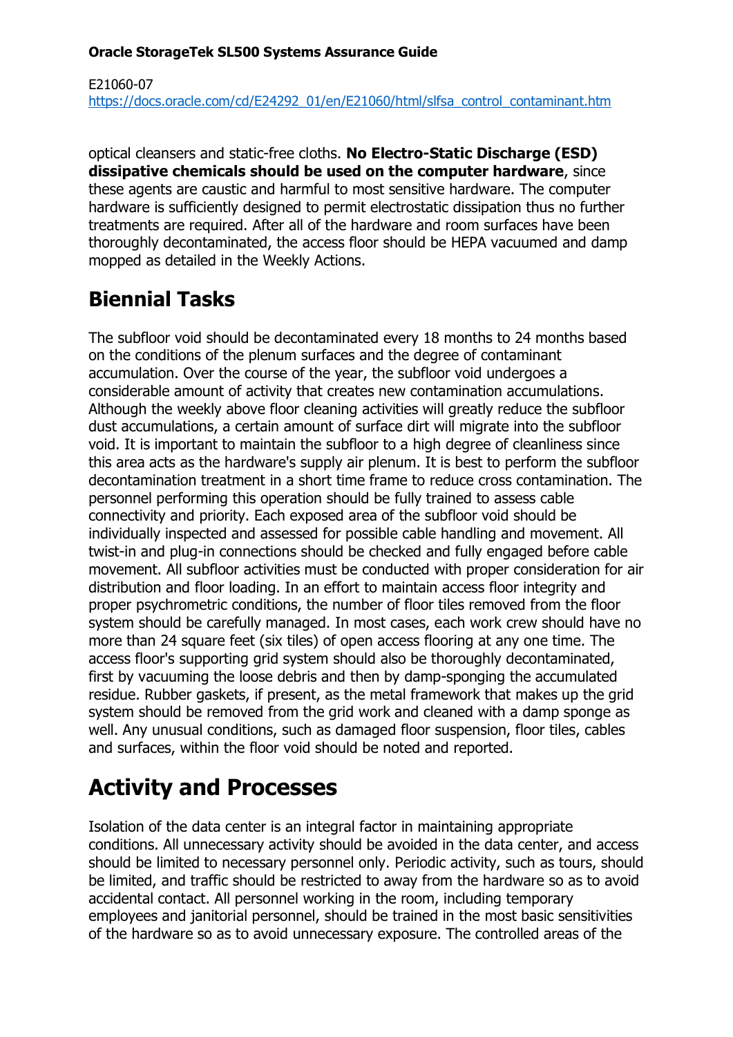optical cleansers and static-free cloths. **No Electro-Static Discharge (ESD) dissipative chemicals should be used on the computer hardware**, since these agents are caustic and harmful to most sensitive hardware. The computer hardware is sufficiently designed to permit electrostatic dissipation thus no further treatments are required. After all of the hardware and room surfaces have been thoroughly decontaminated, the access floor should be HEPA vacuumed and damp mopped as detailed in the Weekly Actions.

# Biennial Tasks

The subfloor void should be decontaminated every 18 months to 24 months based on the conditions of the plenum surfaces and the degree of contaminant accumulation. Over the course of the year, the subfloor void undergoes a considerable amount of activity that creates new contamination accumulations. Although the weekly above floor cleaning activities will greatly reduce the subfloor dust accumulations, a certain amount of surface dirt will migrate into the subfloor void. It is important to maintain the subfloor to a high degree of cleanliness since this area acts as the hardware's supply air plenum. It is best to perform the subfloor decontamination treatment in a short time frame to reduce cross contamination. The personnel performing this operation should be fully trained to assess cable connectivity and priority. Each exposed area of the subfloor void should be individually inspected and assessed for possible cable handling and movement. All twist-in and plug-in connections should be checked and fully engaged before cable movement. All subfloor activities must be conducted with proper consideration for air distribution and floor loading. In an effort to maintain access floor integrity and proper psychrometric conditions, the number of floor tiles removed from the floor system should be carefully managed. In most cases, each work crew should have no more than 24 square feet (six tiles) of open access flooring at any one time. The access floor's supporting grid system should also be thoroughly decontaminated, first by vacuuming the loose debris and then by damp-sponging the accumulated residue. Rubber gaskets, if present, as the metal framework that makes up the grid system should be removed from the grid work and cleaned with a damp sponge as well. Any unusual conditions, such as damaged floor suspension, floor tiles, cables and surfaces, within the floor void should be noted and reported.

# Activity and Processes

Isolation of the data center is an integral factor in maintaining appropriate conditions. All unnecessary activity should be avoided in the data center, and access should be limited to necessary personnel only. Periodic activity, such as tours, should be limited, and traffic should be restricted to away from the hardware so as to avoid accidental contact. All personnel working in the room, including temporary employees and janitorial personnel, should be trained in the most basic sensitivities of the hardware so as to avoid unnecessary exposure. The controlled areas of the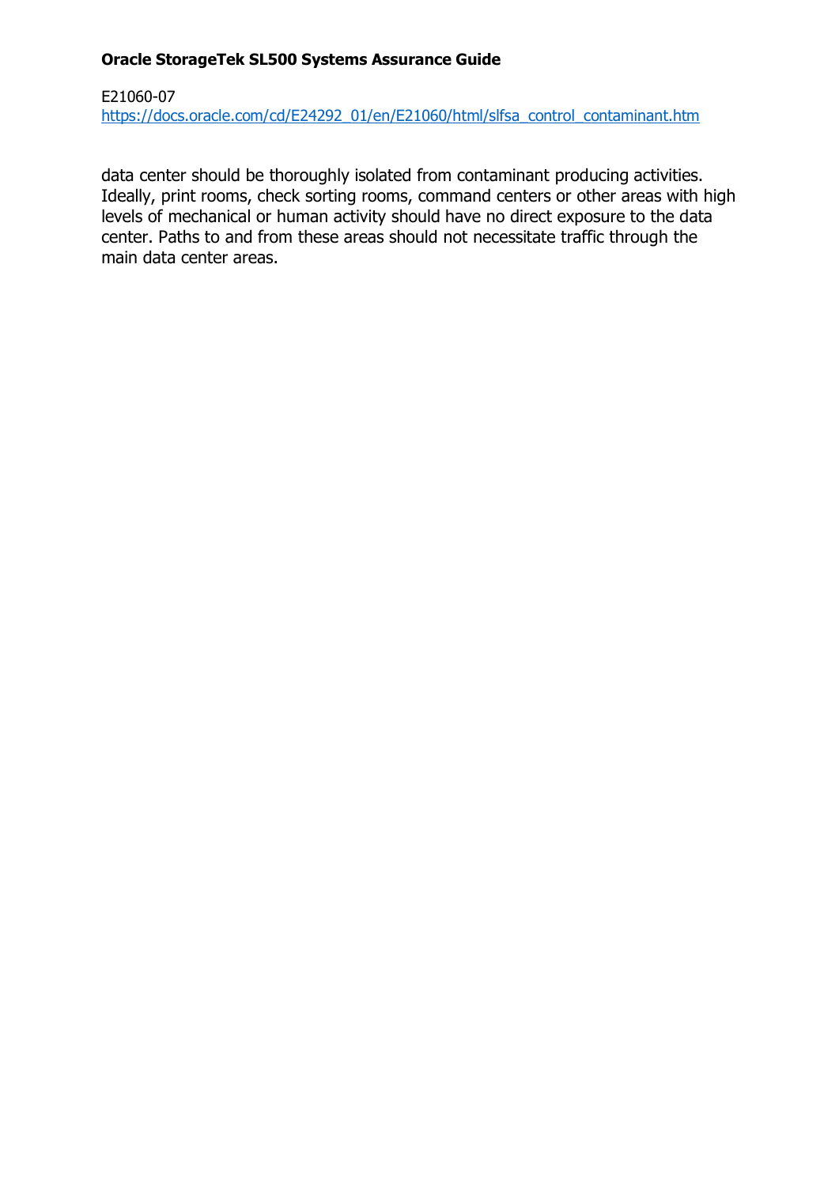data center should be thoroughly isolated from contaminant producing activities. Ideally, print rooms, check sorting rooms, command centers or other areas with high levels of mechanical or human activity should have no direct exposure to the data center. Paths to and from these areas should not necessitate traffic through the main data center areas.